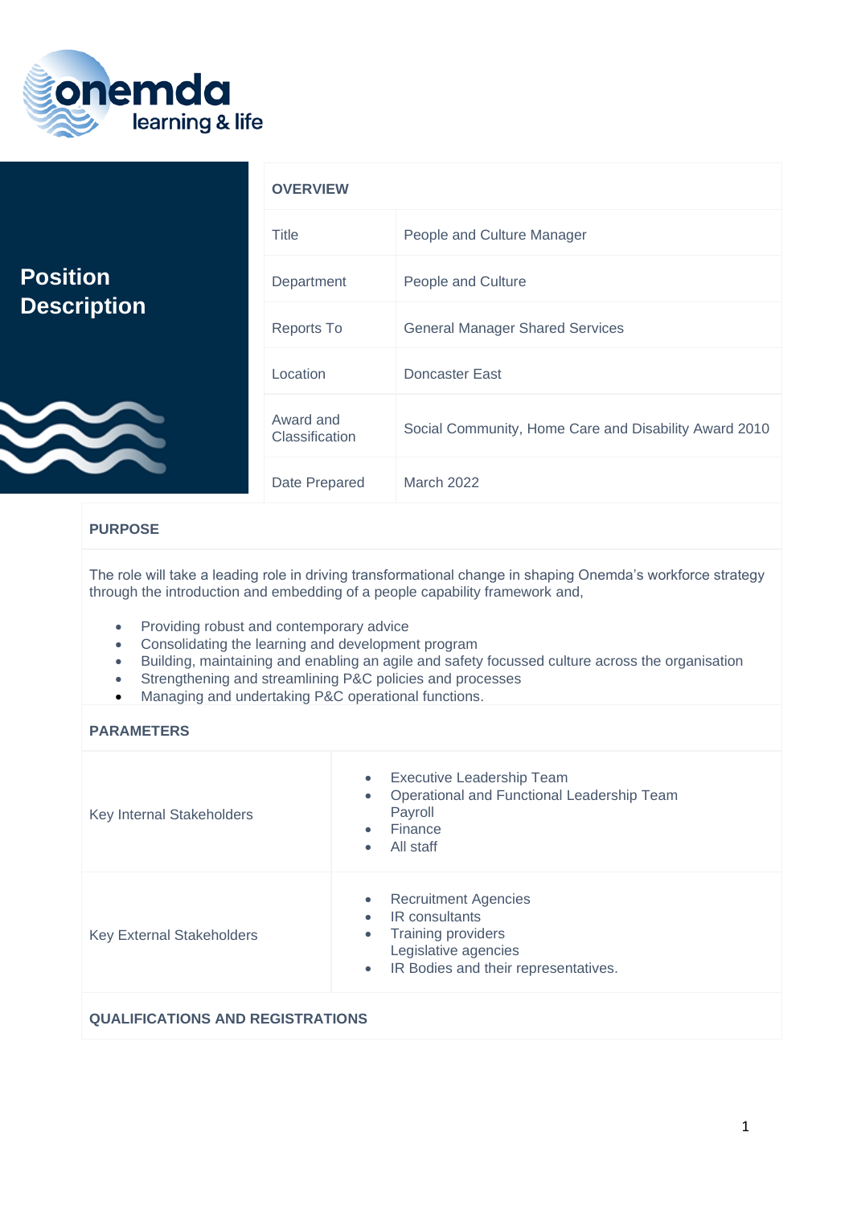onemda
learning & life

# Position Description

| OVERVIEW | |
|---|---|
| Title | People and Culture Manager |
| Department | People and Culture |
| Reports To | General Manager Shared Services |
| Location | Doncaster East |
| Award and Classification | Social Community, Home Care and Disability Award 2010 |
| Date Prepared | March 2022 |

## PURPOSE

The role will take a leading role in driving transformational change in shaping Onemda's workforce strategy through the introduction and embedding of a people capability framework and,

- Providing robust and contemporary advice
- Consolidating the learning and development program
- Building, maintaining and enabling an agile and safety focussed culture across the organisation
- Strengthening and streamlining P&C policies and processes
- Managing and undertaking P&C operational functions.

## PARAMETERS

| Key Internal Stakeholders | <ul><li>Executive Leadership Team</li><li>Operational and Functional Leadership Team Payroll</li><li>Finance</li><li>All staff</li></ul> |
|---|---|
| Key External Stakeholders | <ul><li>Recruitment Agencies</li><li>IR consultants</li><li>Training providers Legislative agencies</li><li>IR Bodies and their representatives.</li></ul> |

## QUALIFICATIONS AND REGISTRATIONS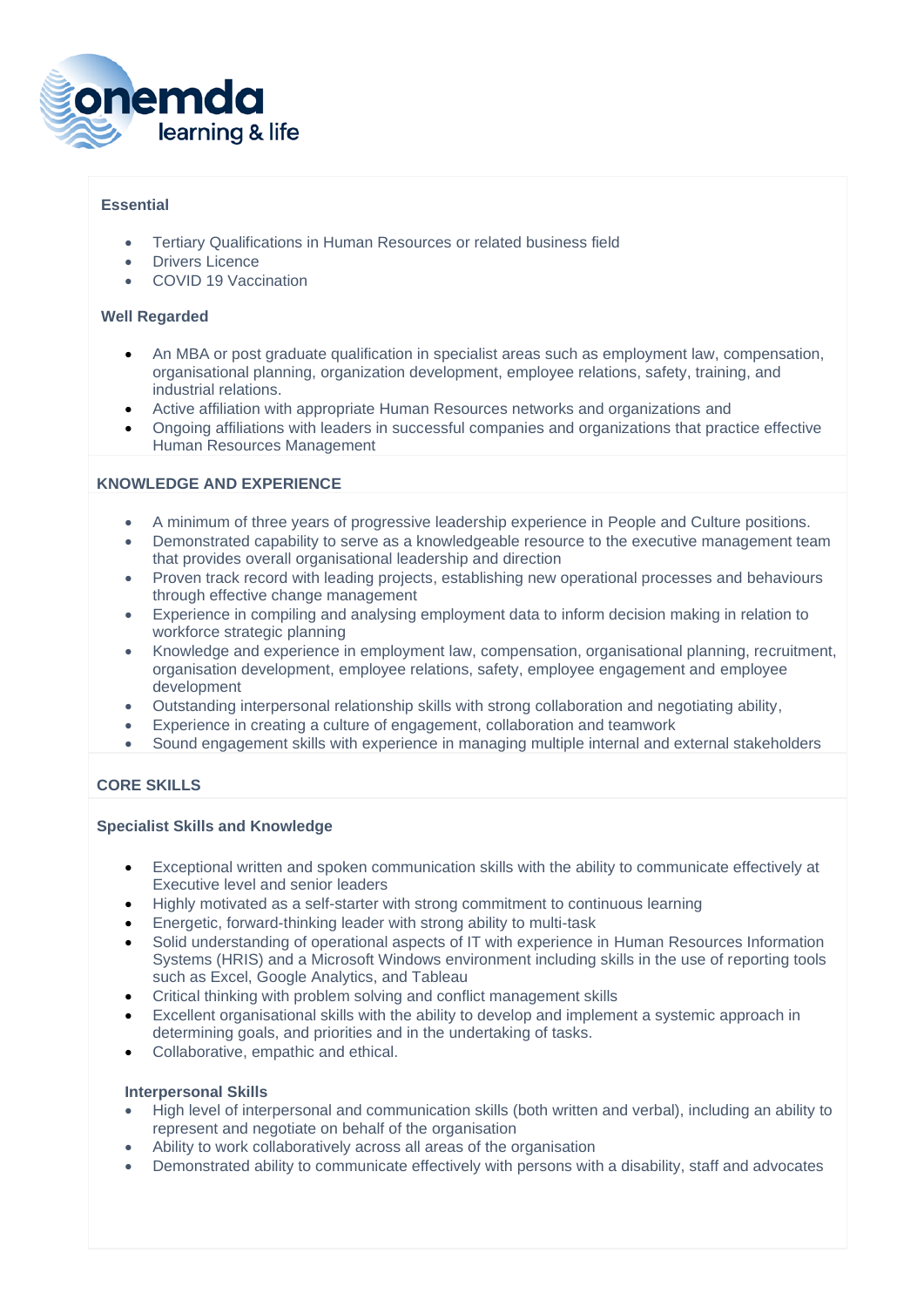**Essential**

- Tertiary Qualifications in Human Resources or related business field
- Drivers Licence
- COVID 19 Vaccination

**Well Regarded**

- An MBA or post graduate qualification in specialist areas such as employment law, compensation, organisational planning, organization development, employee relations, safety, training, and industrial relations.
- Active affiliation with appropriate Human Resources networks and organizations and
- Ongoing affiliations with leaders in successful companies and organizations that practice effective Human Resources Management

## KNOWLEDGE AND EXPERIENCE

- A minimum of three years of progressive leadership experience in People and Culture positions.
- Demonstrated capability to serve as a knowledgeable resource to the executive management team that provides overall organisational leadership and direction
- Proven track record with leading projects, establishing new operational processes and behaviours through effective change management
- Experience in compiling and analysing employment data to inform decision making in relation to workforce strategic planning
- Knowledge and experience in employment law, compensation, organisational planning, recruitment, organisation development, employee relations, safety, employee engagement and employee development
- Outstanding interpersonal relationship skills with strong collaboration and negotiating ability,
- Experience in creating a culture of engagement, collaboration and teamwork
- Sound engagement skills with experience in managing multiple internal and external stakeholders

## CORE SKILLS

### Specialist Skills and Knowledge

- Exceptional written and spoken communication skills with the ability to communicate effectively at Executive level and senior leaders
- Highly motivated as a self-starter with strong commitment to continuous learning
- Energetic, forward-thinking leader with strong ability to multi-task
- Solid understanding of operational aspects of IT with experience in Human Resources Information Systems (HRIS) and a Microsoft Windows environment including skills in the use of reporting tools such as Excel, Google Analytics, and Tableau
- Critical thinking with problem solving and conflict management skills
- Excellent organisational skills with the ability to develop and implement a systemic approach in determining goals, and priorities and in the undertaking of tasks.
- Collaborative, empathic and ethical.

**Interpersonal Skills**

- High level of interpersonal and communication skills (both written and verbal), including an ability to represent and negotiate on behalf of the organisation
- Ability to work collaboratively across all areas of the organisation
- Demonstrated ability to communicate effectively with persons with a disability, staff and advocates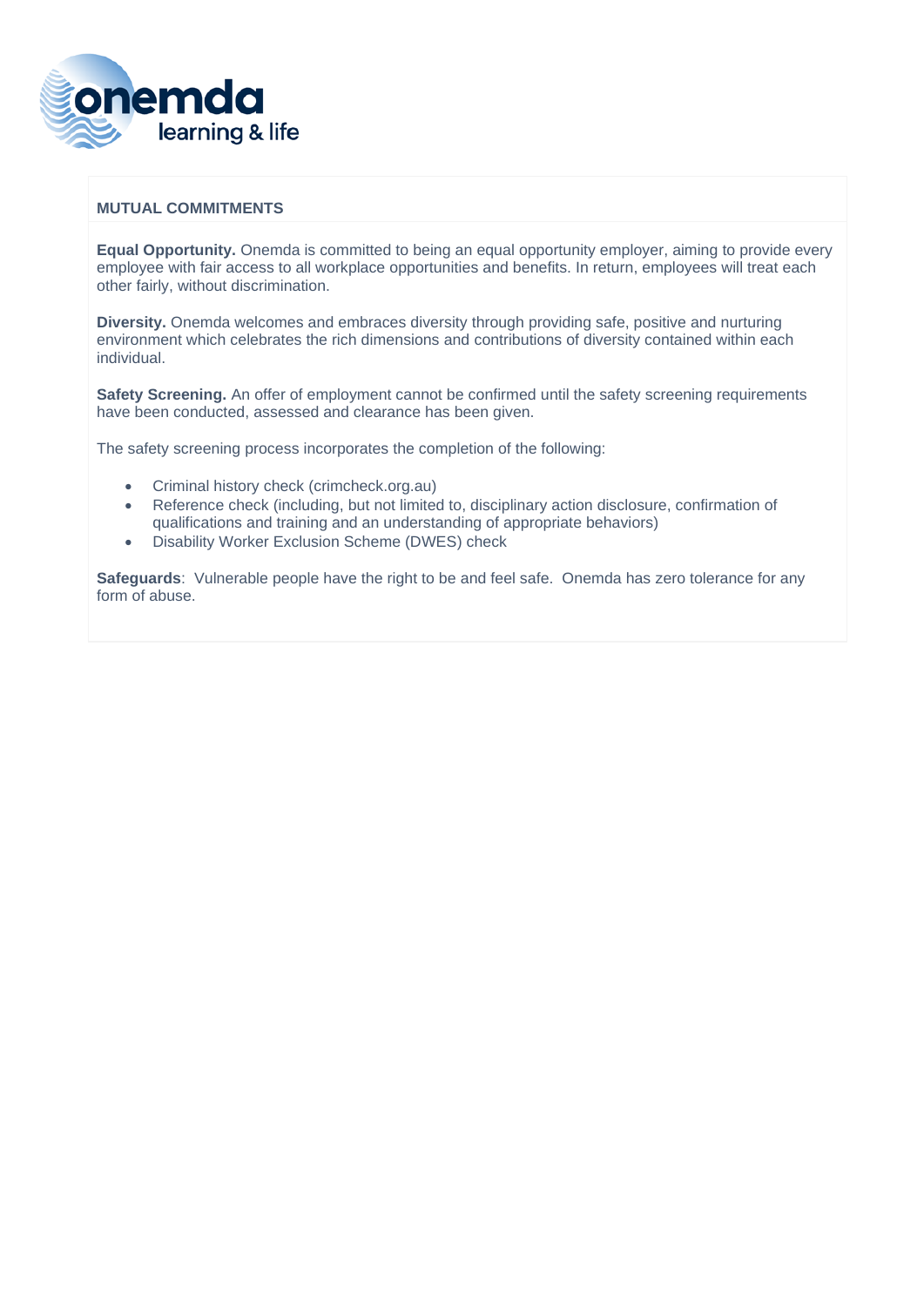## MUTUAL COMMITMENTS

**Equal Opportunity.** Onemda is committed to being an equal opportunity employer, aiming to provide every employee with fair access to all workplace opportunities and benefits. In return, employees will treat each other fairly, without discrimination.

**Diversity.** Onemda welcomes and embraces diversity through providing safe, positive and nurturing environment which celebrates the rich dimensions and contributions of diversity contained within each individual.

**Safety Screening.** An offer of employment cannot be confirmed until the safety screening requirements have been conducted, assessed and clearance has been given.

The safety screening process incorporates the completion of the following:

- Criminal history check (crimcheck.org.au)
- Reference check (including, but not limited to, disciplinary action disclosure, confirmation of qualifications and training and an understanding of appropriate behaviors)
- Disability Worker Exclusion Scheme (DWES) check

**Safeguards**: Vulnerable people have the right to be and feel safe. Onemda has zero tolerance for any form of abuse.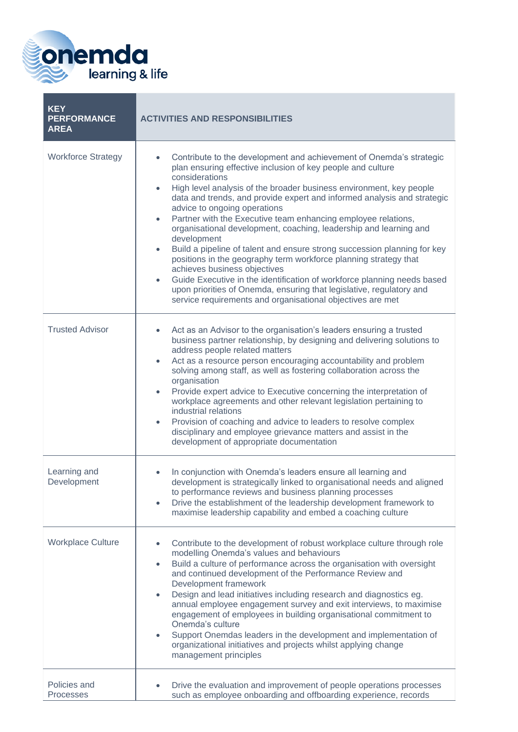| KEY PERFORMANCE AREA | ACTIVITIES AND RESPONSIBILITIES |
|---|---|
| Workforce Strategy | • Contribute to the development and achievement of Onemda's strategic plan ensuring effective inclusion of key people and culture considerations<br>• High level analysis of the broader business environment, key people data and trends, and provide expert and informed analysis and strategic advice to ongoing operations<br>• Partner with the Executive team enhancing employee relations, organisational development, coaching, leadership and learning and development<br>• Build a pipeline of talent and ensure strong succession planning for key positions in the geography term workforce planning strategy that achieves business objectives<br>• Guide Executive in the identification of workforce planning needs based upon priorities of Onemda, ensuring that legislative, regulatory and service requirements and organisational objectives are met |
| Trusted Advisor | • Act as an Advisor to the organisation's leaders ensuring a trusted business partner relationship, by designing and delivering solutions to address people related matters<br>• Act as a resource person encouraging accountability and problem solving among staff, as well as fostering collaboration across the organisation<br>• Provide expert advice to Executive concerning the interpretation of workplace agreements and other relevant legislation pertaining to industrial relations<br>• Provision of coaching and advice to leaders to resolve complex disciplinary and employee grievance matters and assist in the development of appropriate documentation |
| Learning and Development | • In conjunction with Onemda's leaders ensure all learning and development is strategically linked to organisational needs and aligned to performance reviews and business planning processes<br>• Drive the establishment of the leadership development framework to maximise leadership capability and embed a coaching culture |
| Workplace Culture | • Contribute to the development of robust workplace culture through role modelling Onemda's values and behaviours<br>• Build a culture of performance across the organisation with oversight and continued development of the Performance Review and Development framework<br>• Design and lead initiatives including research and diagnostics eg. annual employee engagement survey and exit interviews, to maximise engagement of employees in building organisational commitment to Onemda's culture<br>• Support Onemdas leaders in the development and implementation of organizational initiatives and projects whilst applying change management principles |
| Policies and Processes | • Drive the evaluation and improvement of people operations processes such as employee onboarding and offboarding experience, records |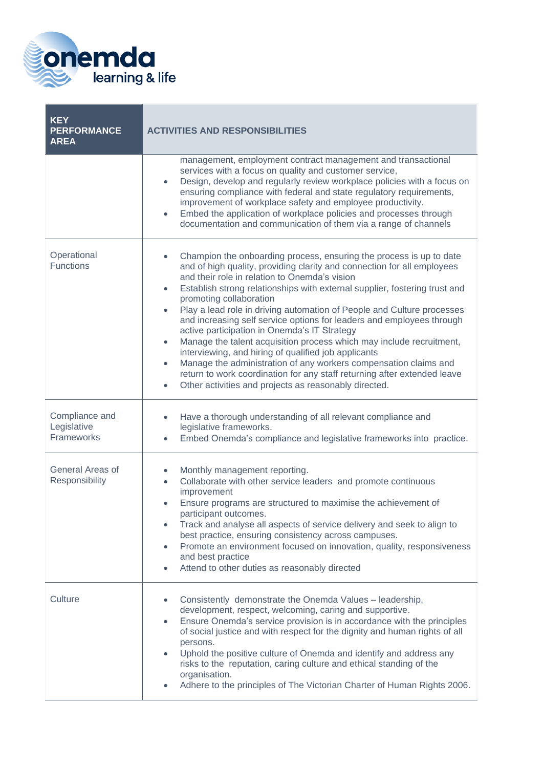| KEY PERFORMANCE AREA | ACTIVITIES AND RESPONSIBILITIES |
|---|---|
| | management, employment contract management and transactional services with a focus on quality and customer service,<br>• Design, develop and regularly review workplace policies with a focus on ensuring compliance with federal and state regulatory requirements, improvement of workplace safety and employee productivity.<br>• Embed the application of workplace policies and processes through documentation and communication of them via a range of channels |
| Operational Functions | • Champion the onboarding process, ensuring the process is up to date and of high quality, providing clarity and connection for all employees and their role in relation to Onemda's vision<br>• Establish strong relationships with external supplier, fostering trust and promoting collaboration<br>• Play a lead role in driving automation of People and Culture processes and increasing self service options for leaders and employees through active participation in Onemda's IT Strategy<br>• Manage the talent acquisition process which may include recruitment, interviewing, and hiring of qualified job applicants<br>• Manage the administration of any workers compensation claims and return to work coordination for any staff returning after extended leave<br>• Other activities and projects as reasonably directed. |
| Compliance and Legislative Frameworks | • Have a thorough understanding of all relevant compliance and legislative frameworks.<br>• Embed Onemda's compliance and legislative frameworks into practice. |
| General Areas of Responsibility | • Monthly management reporting.<br>• Collaborate with other service leaders and promote continuous improvement<br>• Ensure programs are structured to maximise the achievement of participant outcomes.<br>• Track and analyse all aspects of service delivery and seek to align to best practice, ensuring consistency across campuses.<br>• Promote an environment focused on innovation, quality, responsiveness and best practice<br>• Attend to other duties as reasonably directed |
| Culture | • Consistently demonstrate the Onemda Values – leadership, development, respect, welcoming, caring and supportive.<br>• Ensure Onemda's service provision is in accordance with the principles of social justice and with respect for the dignity and human rights of all persons.<br>• Uphold the positive culture of Onemda and identify and address any risks to the reputation, caring culture and ethical standing of the organisation.<br>• Adhere to the principles of The Victorian Charter of Human Rights 2006. |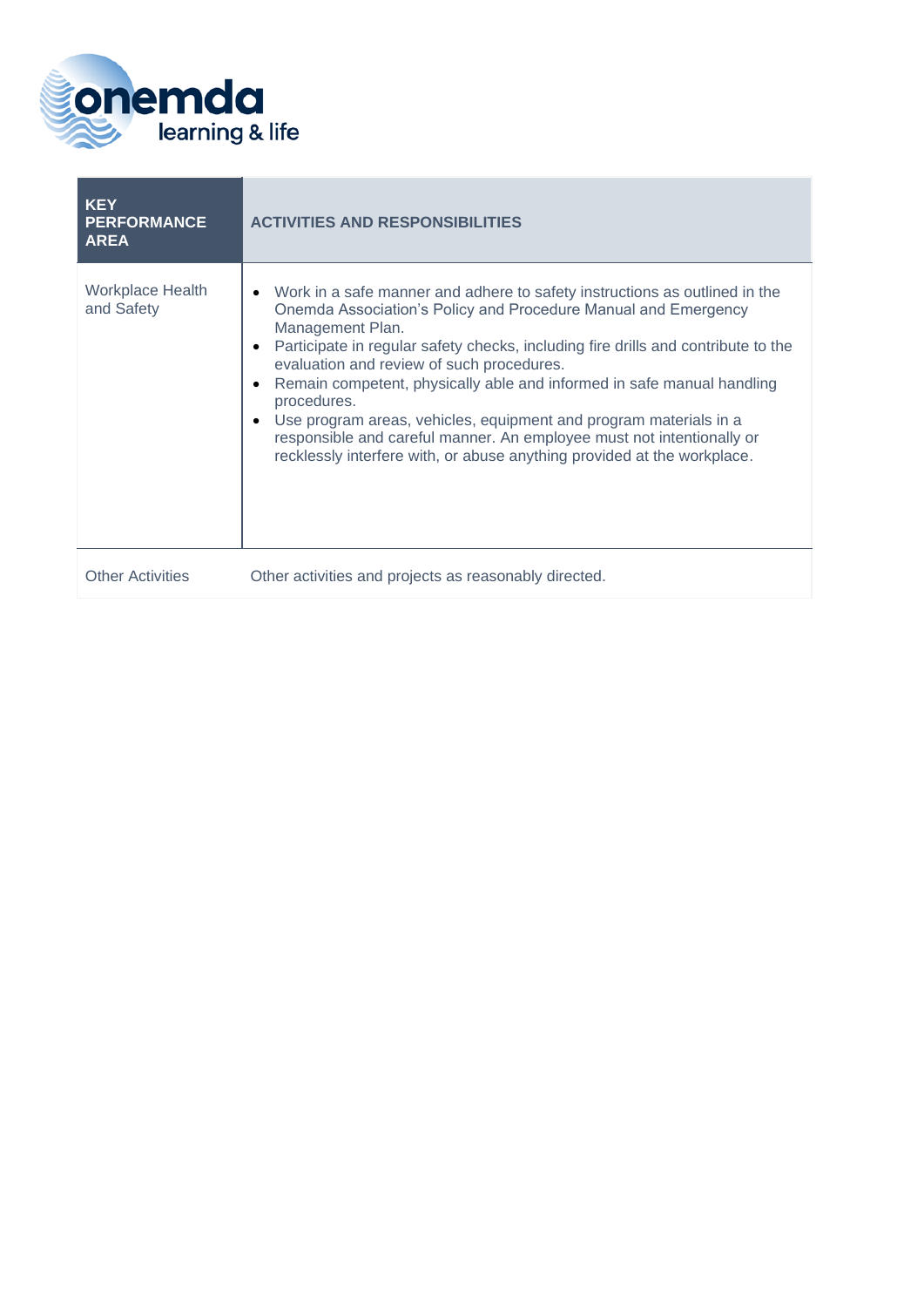| KEY PERFORMANCE AREA | ACTIVITIES AND RESPONSIBILITIES |
| --- | --- |
| Workplace Health and Safety | • Work in a safe manner and adhere to safety instructions as outlined in the Onemda Association's Policy and Procedure Manual and Emergency Management Plan.<br>• Participate in regular safety checks, including fire drills and contribute to the evaluation and review of such procedures.<br>• Remain competent, physically able and informed in safe manual handling procedures.<br>• Use program areas, vehicles, equipment and program materials in a responsible and careful manner. An employee must not intentionally or recklessly interfere with, or abuse anything provided at the workplace. |
| Other Activities | Other activities and projects as reasonably directed. |